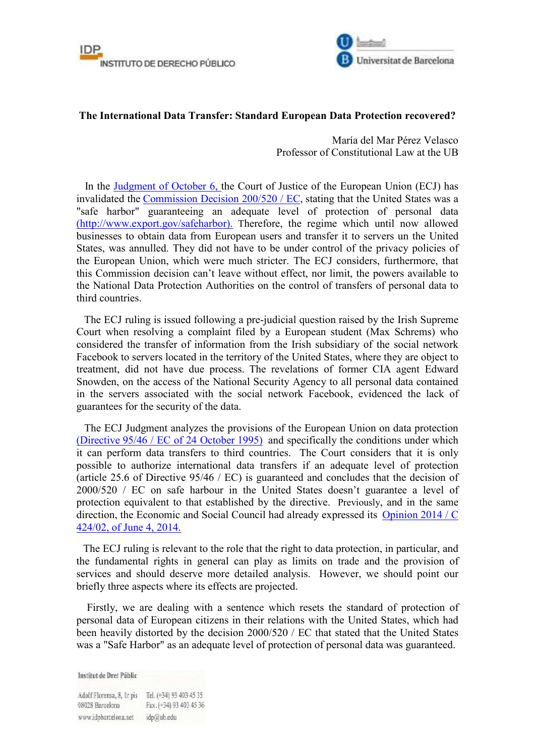**The International Data Transfer: Standard European Data Protection recovered?**

María del Mar Pérez Velasco
Professor of Constitutional Law at the UB

In the [Judgment of October 6,](#) the Court of Justice of the European Union (ECJ) has invalidated the [Commission Decision 200/520 / EC](#), stating that the United States was a "safe harbor" guaranteeing an adequate level of protection of personal data [(http://www.export.gov/safeharbor).](http://www.export.gov/safeharbor) Therefore, the regime which until now allowed businesses to obtain data from European users and transfer it to servers un the United States, was annulled. They did not have to be under control of the privacy policies of the European Union, which were much stricter. The ECJ considers, furthermore, that this Commission decision can't leave without effect, nor limit, the powers available to the National Data Protection Authorities on the control of transfers of personal data to third countries.

The ECJ ruling is issued following a pre-judicial question raised by the Irish Supreme Court when resolving a complaint filed by a European student (Max Schrems) who considered the transfer of information from the Irish subsidiary of the social network Facebook to servers located in the territory of the United States, where they are object to treatment, did not have due process. The revelations of former CIA agent Edward Snowden, on the access of the National Security Agency to all personal data contained in the servers associated with the social network Facebook, evidenced the lack of guarantees for the security of the data.

The ECJ Judgment analyzes the provisions of the European Union on data protection [(Directive 95/46 / EC of 24 October 1995)](#) and specifically the conditions under which it can perform data transfers to third countries. The Court considers that it is only possible to authorize international data transfers if an adequate level of protection (article 25.6 of Directive 95/46 / EC) is guaranteed and concludes that the decision of 2000/520 / EC on safe harbour in the United States doesn't guarantee a level of protection equivalent to that established by the directive. Previously, and in the same direction, the Economic and Social Council had already expressed its [Opinion 2014 / C 424/02, of June 4, 2014.](#)

The ECJ ruling is relevant to the role that the right to data protection, in particular, and the fundamental rights in general can play as limits on trade and the provision of services and should deserve more detailed analysis. However, we should point our briefly three aspects where its effects are projected.

Firstly, we are dealing with a sentence which resets the standard of protection of personal data of European citizens in their relations with the United States, which had been heavily distorted by the decision 2000/520 / EC that stated that the United States was a "Safe Harbor" as an adequate level of protection of personal data was guaranteed.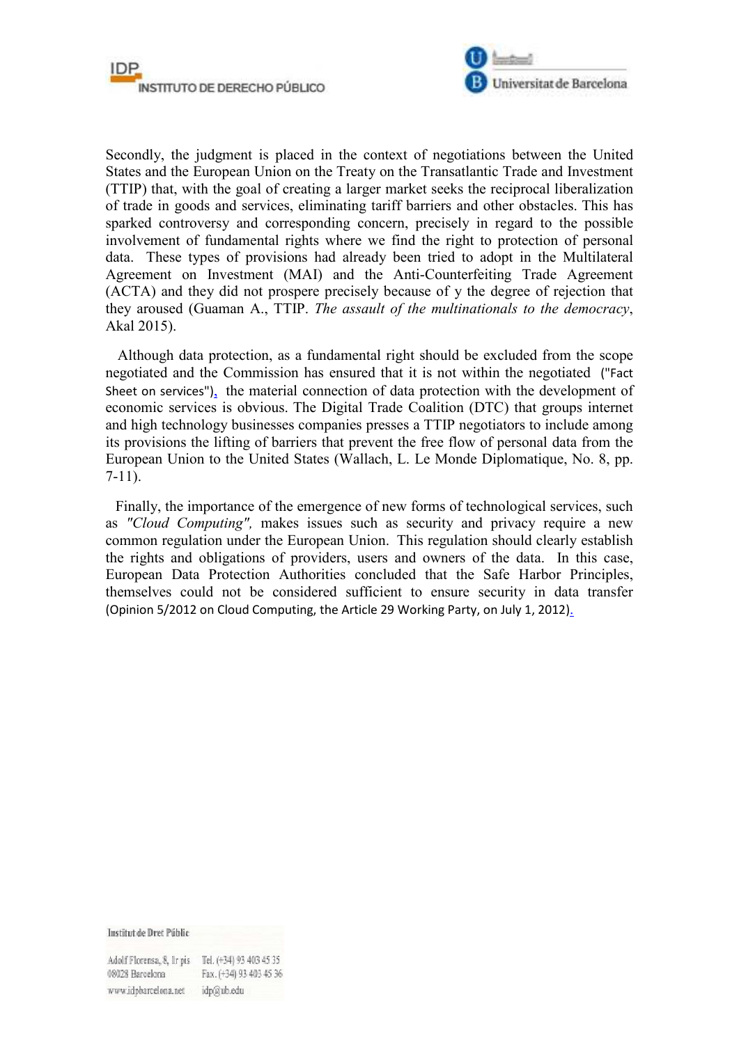Secondly, the judgment is placed in the context of negotiations between the United States and the European Union on the Treaty on the Transatlantic Trade and Investment (TTIP) that, with the goal of creating a larger market seeks the reciprocal liberalization of trade in goods and services, eliminating tariff barriers and other obstacles. This has sparked controversy and corresponding concern, precisely in regard to the possible involvement of fundamental rights where we find the right to protection of personal data. These types of provisions had already been tried to adopt in the Multilateral Agreement on Investment (MAI) and the Anti-Counterfeiting Trade Agreement (ACTA) and they did not prospere precisely because of y the degree of rejection that they aroused (Guaman A., TTIP. *The assault of the multinationals to the democracy*, Akal 2015).

Although data protection, as a fundamental right should be excluded from the scope negotiated and the Commission has ensured that it is not within the negotiated ("Fact Sheet on services"), the material connection of data protection with the development of economic services is obvious. The Digital Trade Coalition (DTC) that groups internet and high technology businesses companies presses a TTIP negotiators to include among its provisions the lifting of barriers that prevent the free flow of personal data from the European Union to the United States (Wallach, L. Le Monde Diplomatique, No. 8, pp. 7-11).

Finally, the importance of the emergence of new forms of technological services, such as *"Cloud Computing"*, makes issues such as security and privacy require a new common regulation under the European Union. This regulation should clearly establish the rights and obligations of providers, users and owners of the data. In this case, European Data Protection Authorities concluded that the Safe Harbor Principles, themselves could not be considered sufficient to ensure security in data transfer (Opinion 5/2012 on Cloud Computing, the Article 29 Working Party, on July 1, 2012).